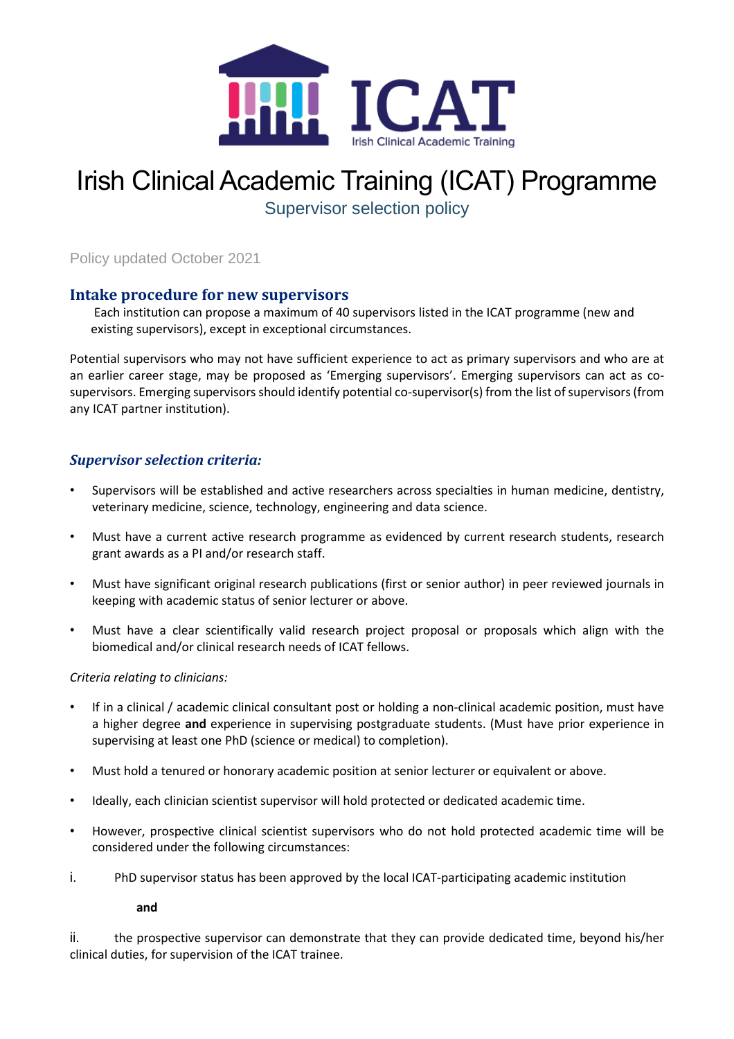# Irish Clinical Academic Training (ICAT) Programme

## Supervisor selection policy

Policy updated October 2021

### Intake procedure for new supervisors

Each institution can propose a maximum of 40 supervisors listed in the ICAT programme (new and existing supervisors), except in exceptional circumstances.

Potential supervisors who may not have sufficient experience to act as primary supervisors and who are at an earlier career stage, may be proposed as 'Emerging supervisors'. Emerging supervisors can act as co-supervisors. Emerging supervisors should identify potential co-supervisor(s) from the list of supervisors (from any ICAT partner institution).

### *Supervisor selection criteria:*

- Supervisors will be established and active researchers across specialties in human medicine, dentistry, veterinary medicine, science, technology, engineering and data science.
- Must have a current active research programme as evidenced by current research students, research grant awards as a PI and/or research staff.
- Must have significant original research publications (first or senior author) in peer reviewed journals in keeping with academic status of senior lecturer or above.
- Must have a clear scientifically valid research project proposal or proposals which align with the biomedical and/or clinical research needs of ICAT fellows.

*Criteria relating to clinicians:*

- If in a clinical / academic clinical consultant post or holding a non-clinical academic position, must have a higher degree **and** experience in supervising postgraduate students. (Must have prior experience in supervising at least one PhD (science or medical) to completion).
- Must hold a tenured or honorary academic position at senior lecturer or equivalent or above.
- Ideally, each clinician scientist supervisor will hold protected or dedicated academic time.
- However, prospective clinical scientist supervisors who do not hold protected academic time will be considered under the following circumstances:

i. PhD supervisor status has been approved by the local ICAT-participating academic institution

**and**

ii. the prospective supervisor can demonstrate that they can provide dedicated time, beyond his/her clinical duties, for supervision of the ICAT trainee.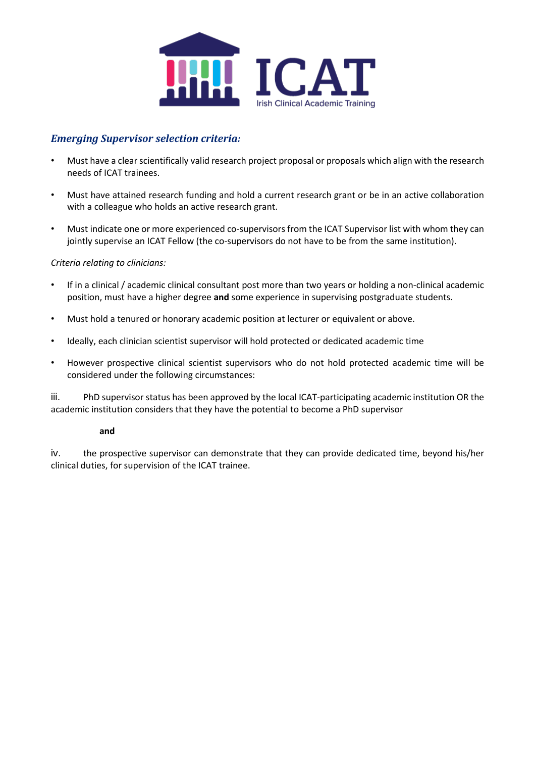### *Emerging Supervisor selection criteria:*

- Must have a clear scientifically valid research project proposal or proposals which align with the research needs of ICAT trainees.
- Must have attained research funding and hold a current research grant or be in an active collaboration with a colleague who holds an active research grant.
- Must indicate one or more experienced co-supervisors from the ICAT Supervisor list with whom they can jointly supervise an ICAT Fellow (the co-supervisors do not have to be from the same institution).

*Criteria relating to clinicians:*

- If in a clinical / academic clinical consultant post more than two years or holding a non-clinical academic position, must have a higher degree **and** some experience in supervising postgraduate students.
- Must hold a tenured or honorary academic position at lecturer or equivalent or above.
- Ideally, each clinician scientist supervisor will hold protected or dedicated academic time
- However prospective clinical scientist supervisors who do not hold protected academic time will be considered under the following circumstances:

iii. PhD supervisor status has been approved by the local ICAT-participating academic institution OR the academic institution considers that they have the potential to become a PhD supervisor

**and**

iv. the prospective supervisor can demonstrate that they can provide dedicated time, beyond his/her clinical duties, for supervision of the ICAT trainee.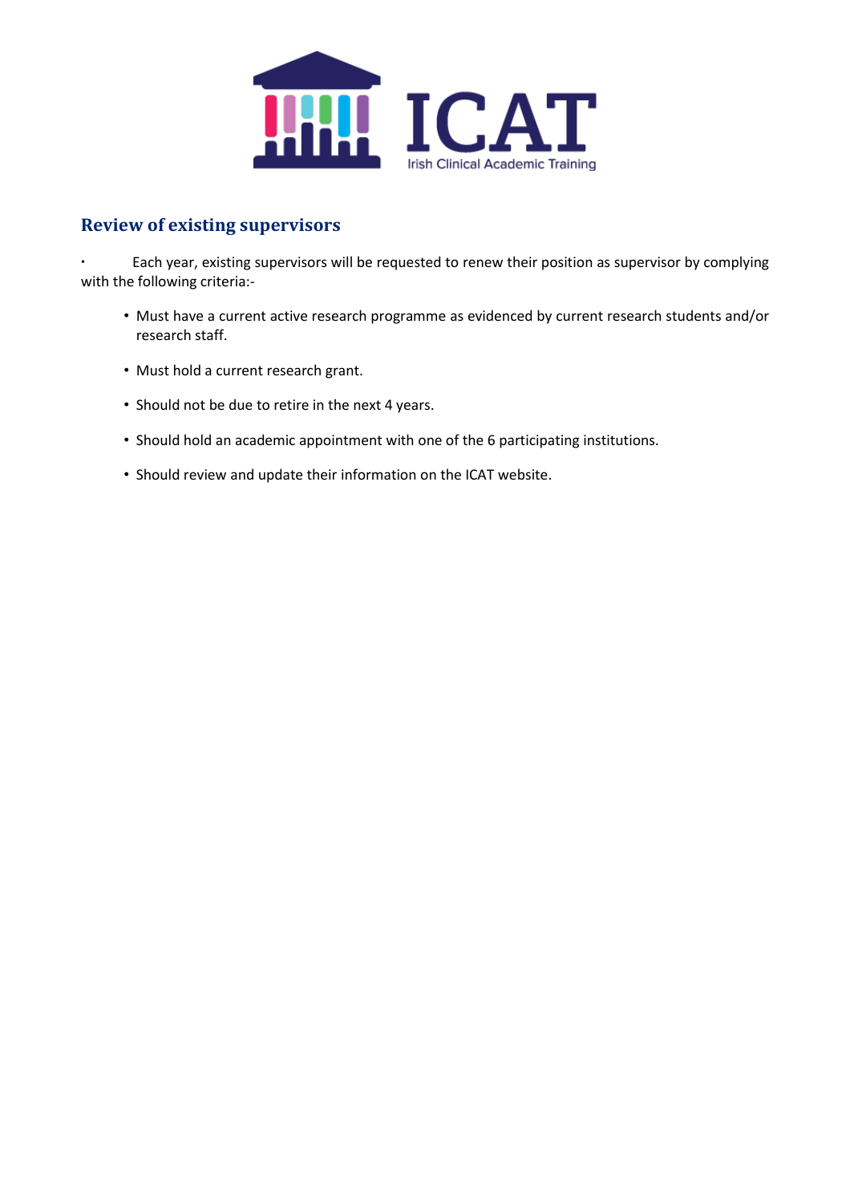## Review of existing supervisors

- Each year, existing supervisors will be requested to renew their position as supervisor by complying with the following criteria:-

  - Must have a current active research programme as evidenced by current research students and/or research staff.
  - Must hold a current research grant.
  - Should not be due to retire in the next 4 years.
  - Should hold an academic appointment with one of the 6 participating institutions.
  - Should review and update their information on the ICAT website.